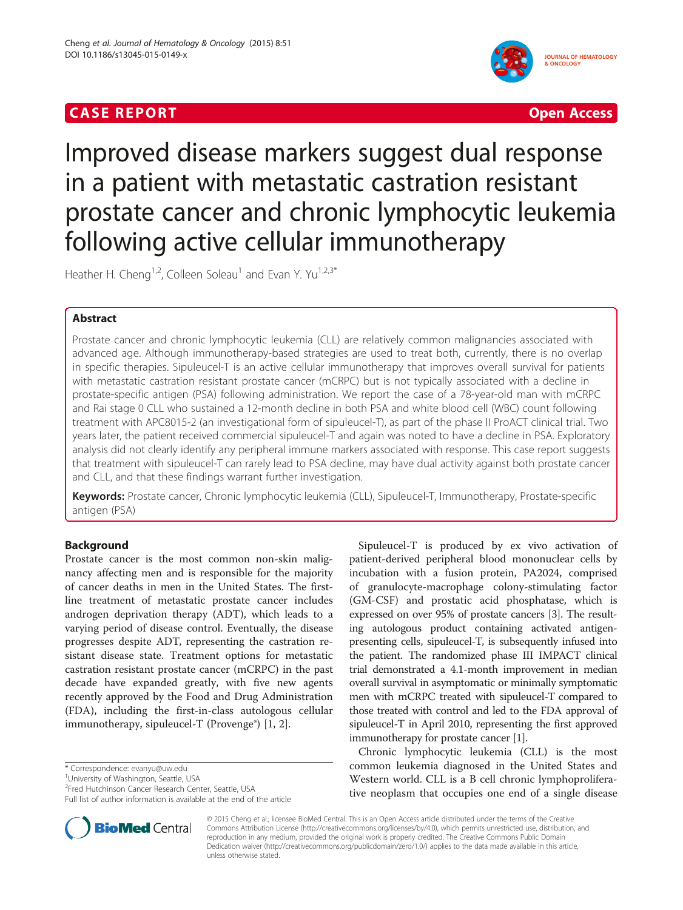CASE REPORT

Open Access

# Improved disease markers suggest dual response in a patient with metastatic castration resistant prostate cancer and chronic lymphocytic leukemia following active cellular immunotherapy

Heather H. Cheng[1,2], Colleen Soleau[1] and Evan Y. Yu[1,2,3*]

## Abstract

Prostate cancer and chronic lymphocytic leukemia (CLL) are relatively common malignancies associated with advanced age. Although immunotherapy-based strategies are used to treat both, currently, there is no overlap in specific therapies. Sipuleucel-T is an active cellular immunotherapy that improves overall survival for patients with metastatic castration resistant prostate cancer (mCRPC) but is not typically associated with a decline in prostate-specific antigen (PSA) following administration. We report the case of a 78-year-old man with mCRPC and Rai stage 0 CLL who sustained a 12-month decline in both PSA and white blood cell (WBC) count following treatment with APC8015-2 (an investigational form of sipuleucel-T), as part of the phase II ProACT clinical trial. Two years later, the patient received commercial sipuleucel-T and again was noted to have a decline in PSA. Exploratory analysis did not clearly identify any peripheral immune markers associated with response. This case report suggests that treatment with sipuleucel-T can rarely lead to PSA decline, may have dual activity against both prostate cancer and CLL, and that these findings warrant further investigation.

**Keywords:** Prostate cancer, Chronic lymphocytic leukemia (CLL), Sipuleucel-T, Immunotherapy, Prostate-specific antigen (PSA)

## Background

Prostate cancer is the most common non-skin malignancy affecting men and is responsible for the majority of cancer deaths in men in the United States. The first-line treatment of metastatic prostate cancer includes androgen deprivation therapy (ADT), which leads to a varying period of disease control. Eventually, the disease progresses despite ADT, representing the castration resistant disease state. Treatment options for metastatic castration resistant prostate cancer (mCRPC) in the past decade have expanded greatly, with five new agents recently approved by the Food and Drug Administration (FDA), including the first-in-class autologous cellular immunotherapy, sipuleucel-T (Provenge®) [1, 2].

Sipuleucel-T is produced by ex vivo activation of patient-derived peripheral blood mononuclear cells by incubation with a fusion protein, PA2024, comprised of granulocyte-macrophage colony-stimulating factor (GM-CSF) and prostatic acid phosphatase, which is expressed on over 95% of prostate cancers [3]. The resulting autologous product containing activated antigen-presenting cells, sipuleucel-T, is subsequently infused into the patient. The randomized phase III IMPACT clinical trial demonstrated a 4.1-month improvement in median overall survival in asymptomatic or minimally symptomatic men with mCRPC treated with sipuleucel-T compared to those treated with control and led to the FDA approval of sipuleucel-T in April 2010, representing the first approved immunotherapy for prostate cancer [1].

Chronic lymphocytic leukemia (CLL) is the most common leukemia diagnosed in the United States and Western world. CLL is a B cell chronic lymphoproliferative neoplasm that occupies one end of a single disease

* Correspondence: evanyu@uw.edu
[1]University of Washington, Seattle, USA
[2]Fred Hutchinson Cancer Research Center, Seattle, USA
Full list of author information is available at the end of the article

© 2015 Cheng et al.; licensee BioMed Central. This is an Open Access article distributed under the terms of the Creative Commons Attribution License (http://creativecommons.org/licenses/by/4.0), which permits unrestricted use, distribution, and reproduction in any medium, provided the original work is properly credited. The Creative Commons Public Domain Dedication waiver (http://creativecommons.org/publicdomain/zero/1.0/) applies to the data made available in this article, unless otherwise stated.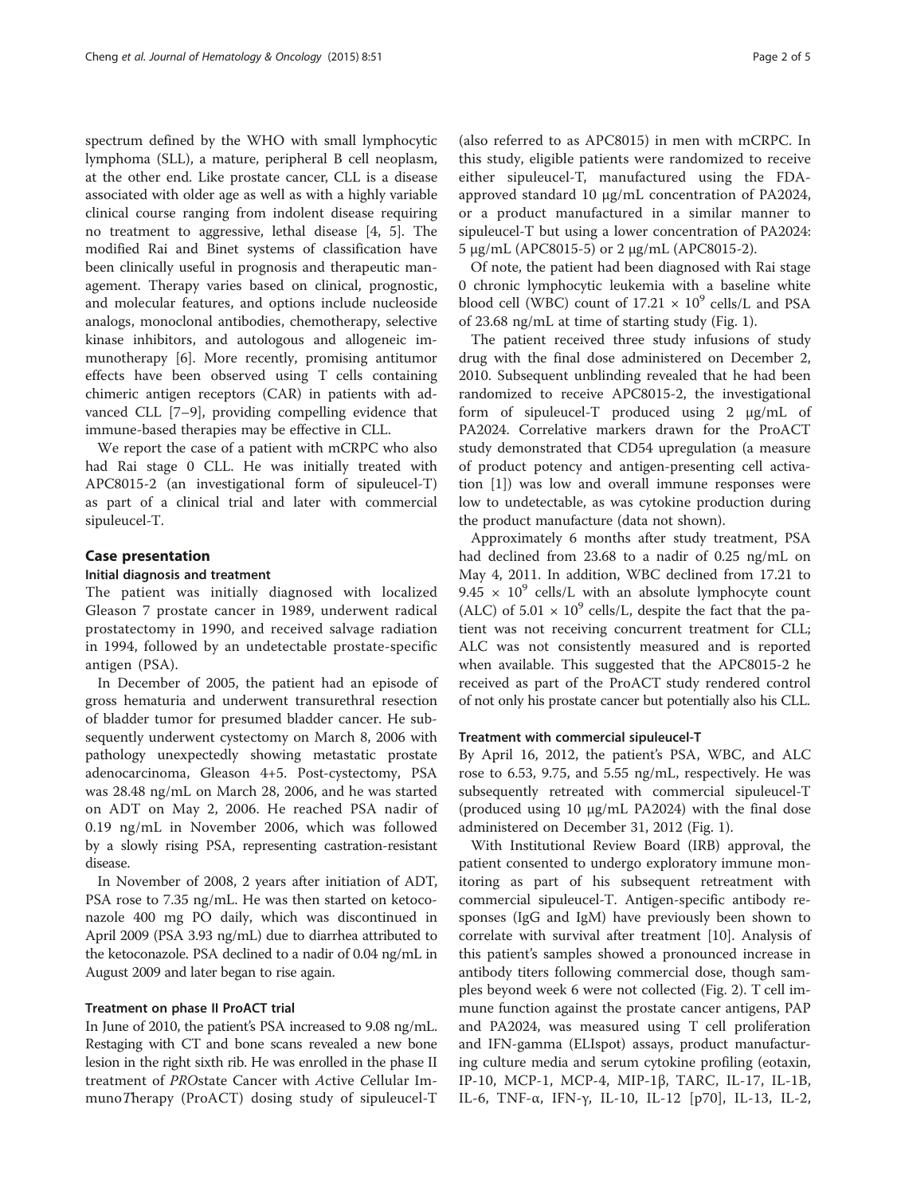spectrum defined by the WHO with small lymphocytic lymphoma (SLL), a mature, peripheral B cell neoplasm, at the other end. Like prostate cancer, CLL is a disease associated with older age as well as with a highly variable clinical course ranging from indolent disease requiring no treatment to aggressive, lethal disease [4, 5]. The modified Rai and Binet systems of classification have been clinically useful in prognosis and therapeutic management. Therapy varies based on clinical, prognostic, and molecular features, and options include nucleoside analogs, monoclonal antibodies, chemotherapy, selective kinase inhibitors, and autologous and allogeneic immunotherapy [6]. More recently, promising antitumor effects have been observed using T cells containing chimeric antigen receptors (CAR) in patients with advanced CLL [7–9], providing compelling evidence that immune-based therapies may be effective in CLL.

We report the case of a patient with mCRPC who also had Rai stage 0 CLL. He was initially treated with APC8015-2 (an investigational form of sipuleucel-T) as part of a clinical trial and later with commercial sipuleucel-T.

## Case presentation

### Initial diagnosis and treatment

The patient was initially diagnosed with localized Gleason 7 prostate cancer in 1989, underwent radical prostatectomy in 1990, and received salvage radiation in 1994, followed by an undetectable prostate-specific antigen (PSA).

In December of 2005, the patient had an episode of gross hematuria and underwent transurethral resection of bladder tumor for presumed bladder cancer. He subsequently underwent cystectomy on March 8, 2006 with pathology unexpectedly showing metastatic prostate adenocarcinoma, Gleason 4+5. Post-cystectomy, PSA was 28.48 ng/mL on March 28, 2006, and he was started on ADT on May 2, 2006. He reached PSA nadir of 0.19 ng/mL in November 2006, which was followed by a slowly rising PSA, representing castration-resistant disease.

In November of 2008, 2 years after initiation of ADT, PSA rose to 7.35 ng/mL. He was then started on ketoconazole 400 mg PO daily, which was discontinued in April 2009 (PSA 3.93 ng/mL) due to diarrhea attributed to the ketoconazole. PSA declined to a nadir of 0.04 ng/mL in August 2009 and later began to rise again.

### Treatment on phase II ProACT trial

In June of 2010, the patient's PSA increased to 9.08 ng/mL. Restaging with CT and bone scans revealed a new bone lesion in the right sixth rib. He was enrolled in the phase II treatment of *PRO*state Cancer with *A*ctive *C*ellular Immuno*T*herapy (ProACT) dosing study of sipuleucel-T (also referred to as APC8015) in men with mCRPC. In this study, eligible patients were randomized to receive either sipuleucel-T, manufactured using the FDA-approved standard 10 μg/mL concentration of PA2024, or a product manufactured in a similar manner to sipuleucel-T but using a lower concentration of PA2024: 5 μg/mL (APC8015-5) or 2 μg/mL (APC8015-2).

Of note, the patient had been diagnosed with Rai stage 0 chronic lymphocytic leukemia with a baseline white blood cell (WBC) count of $17.21 \times 10^9$ cells/L and PSA of 23.68 ng/mL at time of starting study (Fig. 1).

The patient received three study infusions of study drug with the final dose administered on December 2, 2010. Subsequent unblinding revealed that he had been randomized to receive APC8015-2, the investigational form of sipuleucel-T produced using 2 μg/mL of PA2024. Correlative markers drawn for the ProACT study demonstrated that CD54 upregulation (a measure of product potency and antigen-presenting cell activation [1]) was low and overall immune responses were low to undetectable, as was cytokine production during the product manufacture (data not shown).

Approximately 6 months after study treatment, PSA had declined from 23.68 to a nadir of 0.25 ng/mL on May 4, 2011. In addition, WBC declined from 17.21 to $9.45 \times 10^9$ cells/L with an absolute lymphocyte count (ALC) of $5.01 \times 10^9$ cells/L, despite the fact that the patient was not receiving concurrent treatment for CLL; ALC was not consistently measured and is reported when available. This suggested that the APC8015-2 he received as part of the ProACT study rendered control of not only his prostate cancer but potentially also his CLL.

### Treatment with commercial sipuleucel-T

By April 16, 2012, the patient's PSA, WBC, and ALC rose to 6.53, 9.75, and 5.55 ng/mL, respectively. He was subsequently retreated with commercial sipuleucel-T (produced using 10 μg/mL PA2024) with the final dose administered on December 31, 2012 (Fig. 1).

With Institutional Review Board (IRB) approval, the patient consented to undergo exploratory immune monitoring as part of his subsequent retreatment with commercial sipuleucel-T. Antigen-specific antibody responses (IgG and IgM) have previously been shown to correlate with survival after treatment [10]. Analysis of this patient's samples showed a pronounced increase in antibody titers following commercial dose, though samples beyond week 6 were not collected (Fig. 2). T cell immune function against the prostate cancer antigens, PAP and PA2024, was measured using T cell proliferation and IFN-gamma (ELIspot) assays, product manufacturing culture media and serum cytokine profiling (eotaxin, IP-10, MCP-1, MCP-4, MIP-1β, TARC, IL-17, IL-1B, IL-6, TNF-α, IFN-γ, IL-10, IL-12 [p70], IL-13, IL-2,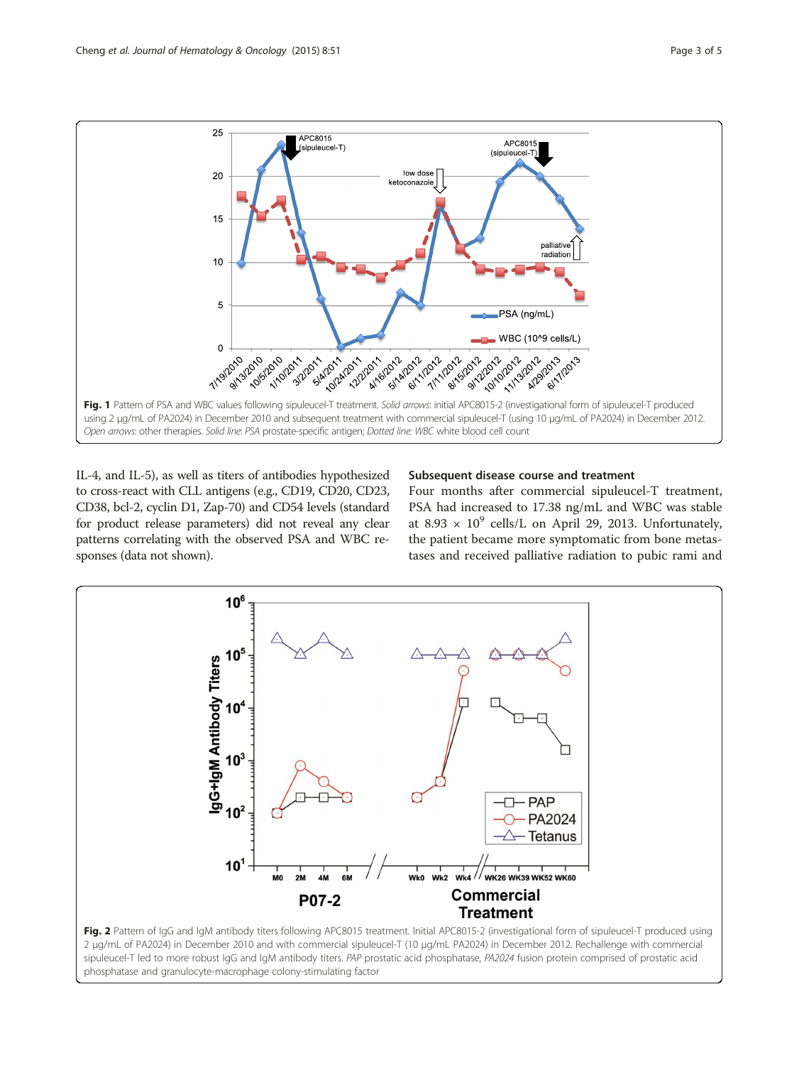25
20
15
10
5
0

APC8015 (sipuleucel-T)

low dose ketoconazole

APC8015 (sipuleucel-T)

palliative radiation

PSA (ng/mL)

WBC (10^9 cells/L)

7/19/2010 9/13/2010 10/5/2010 1/10/2011 3/2/2011 5/4/2011 10/24/2011 12/2/2011 4/16/2012 5/14/2012 6/11/2012 7/11/2012 8/15/2012 9/12/2012 10/10/2012 11/13/2012 4/29/2013 6/17/2013

**Fig. 1** Pattern of PSA and WBC values following sipuleucel-T treatment. *Solid arrows*: initial APC8015-2 (investigational form of sipuleucel-T produced using 2 μg/mL of PA2024) in December 2010 and subsequent treatment with commercial sipuleucel-T (using 10 μg/mL of PA2024) in December 2012. *Open arrows*: other therapies. *Solid line*: *PSA* prostate-specific antigen; *Dotted line*: *WBC* white blood cell count

IL-4, and IL-5), as well as titers of antibodies hypothesized to cross-react with CLL antigens (e.g., CD19, CD20, CD23, CD38, bcl-2, cyclin D1, Zap-70) and CD54 levels (standard for product release parameters) did not reveal any clear patterns correlating with the observed PSA and WBC responses (data not shown).

## Subsequent disease course and treatment

Four months after commercial sipuleucel-T treatment, PSA had increased to 17.38 ng/mL and WBC was stable at 8.93 × $10^9$ cells/L on April 29, 2013. Unfortunately, the patient became more symptomatic from bone metastases and received palliative radiation to pubic rami and

IgG+IgM Antibody Titers

$10^6$
$10^5$
$10^4$
$10^3$
$10^2$
$10^1$

M0 2M 4M 6M

Wk0 Wk2 Wk4 WK26 WK39 WK52 WK60

P07-2

Commercial Treatment

PAP
PA2024
Tetanus

**Fig. 2** Pattern of IgG and IgM antibody titers following APC8015 treatment. Initial APC8015-2 (investigational form of sipuleucel-T produced using 2 μg/mL of PA2024) in December 2010 and with commercial sipuleucel-T (10 μg/mL PA2024) in December 2012. Rechallenge with commercial sipuleucel-T led to more robust IgG and IgM antibody titers. *PAP* prostatic acid phosphatase, *PA2024* fusion protein comprised of prostatic acid phosphatase and granulocyte-macrophage colony-stimulating factor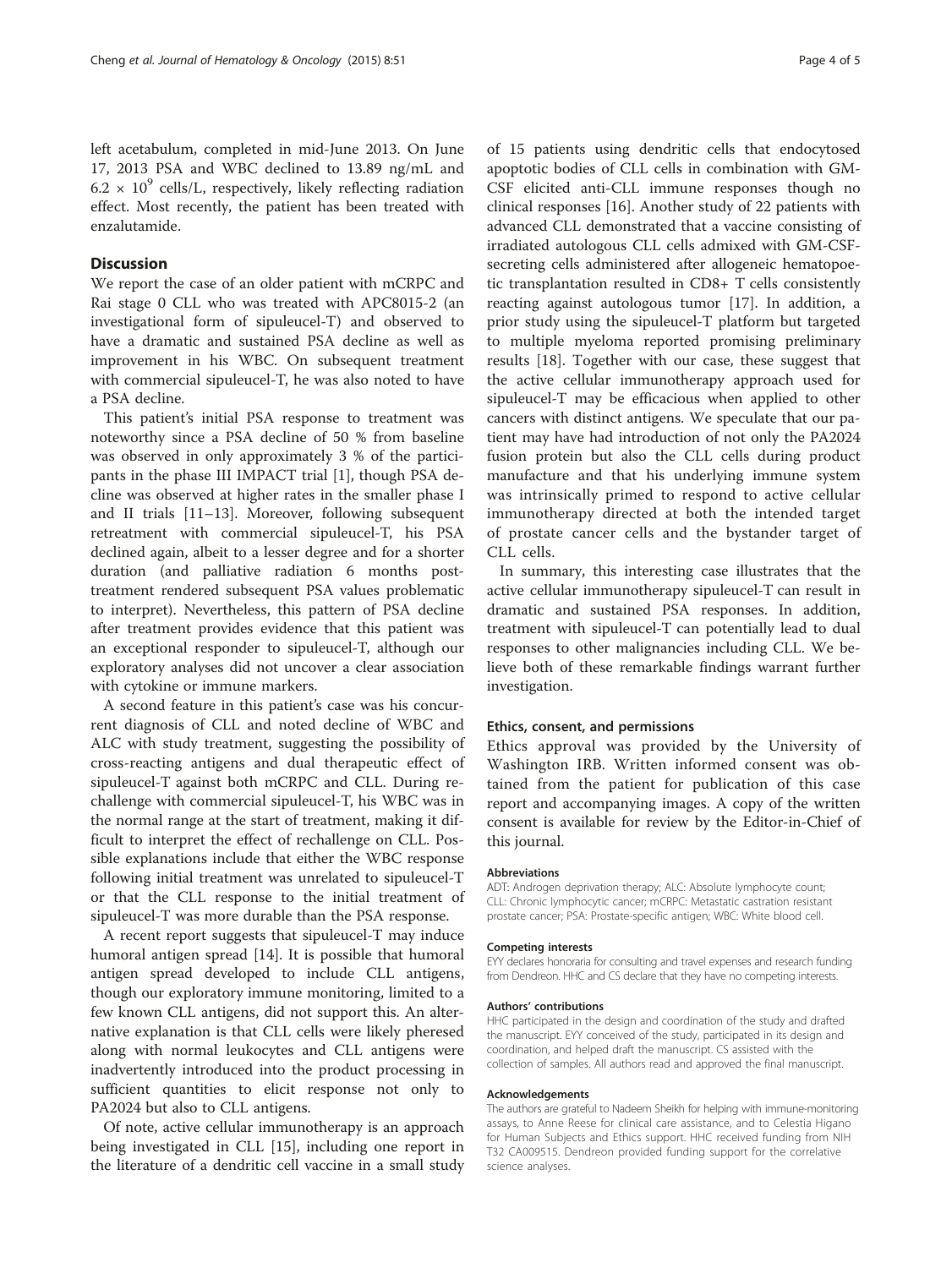left acetabulum, completed in mid-June 2013. On June 17, 2013 PSA and WBC declined to 13.89 ng/mL and $6.2 \times 10^9$ cells/L, respectively, likely reflecting radiation effect. Most recently, the patient has been treated with enzalutamide.

## Discussion

We report the case of an older patient with mCRPC and Rai stage 0 CLL who was treated with APC8015-2 (an investigational form of sipuleucel-T) and observed to have a dramatic and sustained PSA decline as well as improvement in his WBC. On subsequent treatment with commercial sipuleucel-T, he was also noted to have a PSA decline.

This patient's initial PSA response to treatment was noteworthy since a PSA decline of 50 % from baseline was observed in only approximately 3 % of the participants in the phase III IMPACT trial [1], though PSA decline was observed at higher rates in the smaller phase I and II trials [11–13]. Moreover, following subsequent retreatment with commercial sipuleucel-T, his PSA declined again, albeit to a lesser degree and for a shorter duration (and palliative radiation 6 months post-treatment rendered subsequent PSA values problematic to interpret). Nevertheless, this pattern of PSA decline after treatment provides evidence that this patient was an exceptional responder to sipuleucel-T, although our exploratory analyses did not uncover a clear association with cytokine or immune markers.

A second feature in this patient's case was his concurrent diagnosis of CLL and noted decline of WBC and ALC with study treatment, suggesting the possibility of cross-reacting antigens and dual therapeutic effect of sipuleucel-T against both mCRPC and CLL. During rechallenge with commercial sipuleucel-T, his WBC was in the normal range at the start of treatment, making it difficult to interpret the effect of rechallenge on CLL. Possible explanations include that either the WBC response following initial treatment was unrelated to sipuleucel-T or that the CLL response to the initial treatment of sipuleucel-T was more durable than the PSA response.

A recent report suggests that sipuleucel-T may induce humoral antigen spread [14]. It is possible that humoral antigen spread developed to include CLL antigens, though our exploratory immune monitoring, limited to a few known CLL antigens, did not support this. An alternative explanation is that CLL cells were likely pheresed along with normal leukocytes and CLL antigens were inadvertently introduced into the product processing in sufficient quantities to elicit response not only to PA2024 but also to CLL antigens.

Of note, active cellular immunotherapy is an approach being investigated in CLL [15], including one report in the literature of a dendritic cell vaccine in a small study of 15 patients using dendritic cells that endocytosed apoptotic bodies of CLL cells in combination with GM-CSF elicited anti-CLL immune responses though no clinical responses [16]. Another study of 22 patients with advanced CLL demonstrated that a vaccine consisting of irradiated autologous CLL cells admixed with GM-CSF-secreting cells administered after allogeneic hematopoetic transplantation resulted in CD8+ T cells consistently reacting against autologous tumor [17]. In addition, a prior study using the sipuleucel-T platform but targeted to multiple myeloma reported promising preliminary results [18]. Together with our case, these suggest that the active cellular immunotherapy approach used for sipuleucel-T may be efficacious when applied to other cancers with distinct antigens. We speculate that our patient may have had introduction of not only the PA2024 fusion protein but also the CLL cells during product manufacture and that his underlying immune system was intrinsically primed to respond to active cellular immunotherapy directed at both the intended target of prostate cancer cells and the bystander target of CLL cells.

In summary, this interesting case illustrates that the active cellular immunotherapy sipuleucel-T can result in dramatic and sustained PSA responses. In addition, treatment with sipuleucel-T can potentially lead to dual responses to other malignancies including CLL. We believe both of these remarkable findings warrant further investigation.

### Ethics, consent, and permissions

Ethics approval was provided by the University of Washington IRB. Written informed consent was obtained from the patient for publication of this case report and accompanying images. A copy of the written consent is available for review by the Editor-in-Chief of this journal.

#### Abbreviations

ADT: Androgen deprivation therapy; ALC: Absolute lymphocyte count; CLL: Chronic lymphocytic cancer; mCRPC: Metastatic castration resistant prostate cancer; PSA: Prostate-specific antigen; WBC: White blood cell.

#### Competing interests

EYY declares honoraria for consulting and travel expenses and research funding from Dendreon. HHC and CS declare that they have no competing interests.

#### Authors' contributions

HHC participated in the design and coordination of the study and drafted the manuscript. EYY conceived of the study, participated in its design and coordination, and helped draft the manuscript. CS assisted with the collection of samples. All authors read and approved the final manuscript.

#### Acknowledgements

The authors are grateful to Nadeem Sheikh for helping with immune-monitoring assays, to Anne Reese for clinical care assistance, and to Celestia Higano for Human Subjects and Ethics support. HHC received funding from NIH T32 CA009515. Dendreon provided funding support for the correlative science analyses.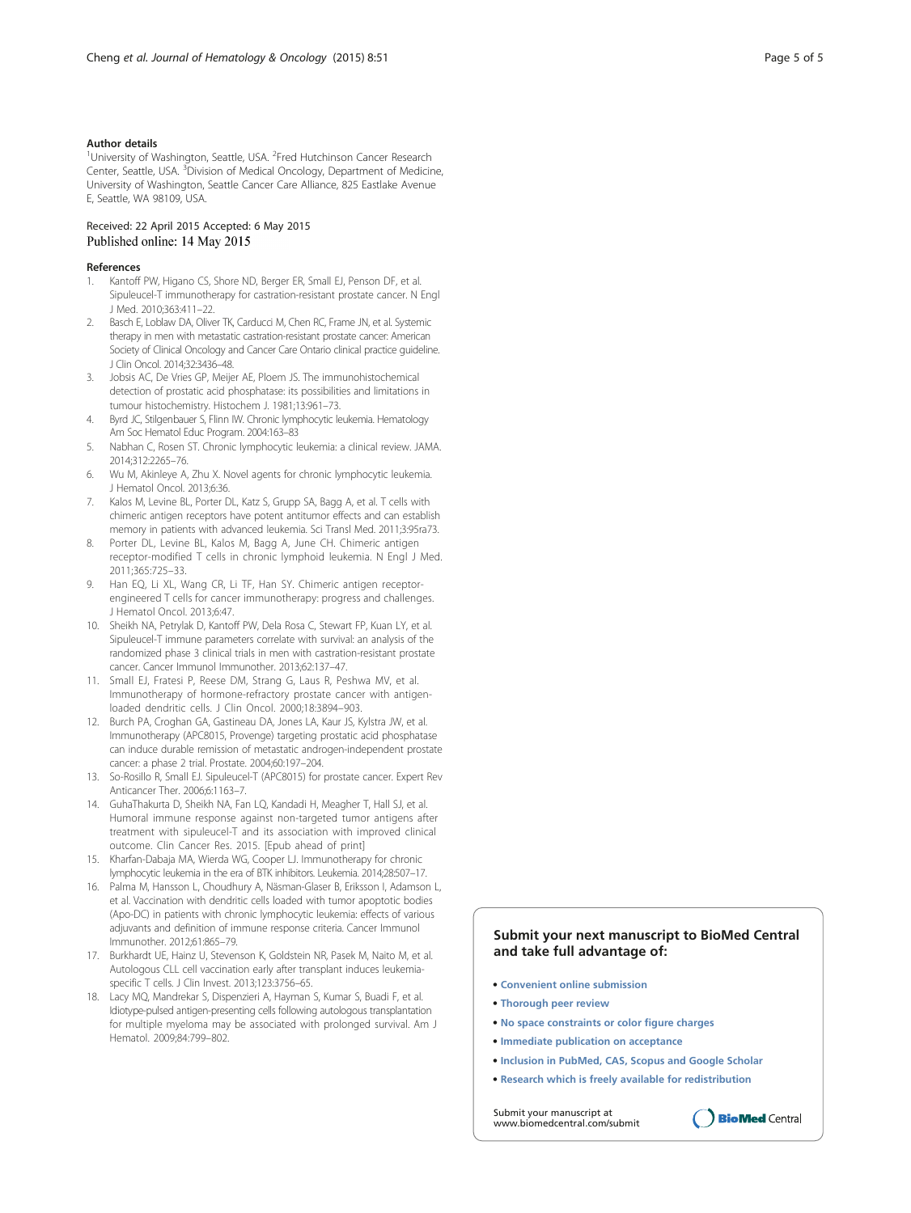#### Author details

[1]University of Washington, Seattle, USA. [2]Fred Hutchinson Cancer Research Center, Seattle, USA. [3]Division of Medical Oncology, Department of Medicine, University of Washington, Seattle Cancer Care Alliance, 825 Eastlake Avenue E, Seattle, WA 98109, USA.

Received: 22 April 2015 Accepted: 6 May 2015
Published online: 14 May 2015

#### References

1. Kantoff PW, Higano CS, Shore ND, Berger ER, Small EJ, Penson DF, et al. Sipuleucel-T immunotherapy for castration-resistant prostate cancer. N Engl J Med. 2010;363:411–22.
2. Basch E, Loblaw DA, Oliver TK, Carducci M, Chen RC, Frame JN, et al. Systemic therapy in men with metastatic castration-resistant prostate cancer: American Society of Clinical Oncology and Cancer Care Ontario clinical practice guideline. J Clin Oncol. 2014;32:3436–48.
3. Jobsis AC, De Vries GP, Meijer AE, Ploem JS. The immunohistochemical detection of prostatic acid phosphatase: its possibilities and limitations in tumour histochemistry. Histochem J. 1981;13:961–73.
4. Byrd JC, Stilgenbauer S, Flinn IW. Chronic lymphocytic leukemia. Hematology Am Soc Hematol Educ Program. 2004:163–83
5. Nabhan C, Rosen ST. Chronic lymphocytic leukemia: a clinical review. JAMA. 2014;312:2265–76.
6. Wu M, Akinleye A, Zhu X. Novel agents for chronic lymphocytic leukemia. J Hematol Oncol. 2013;6:36.
7. Kalos M, Levine BL, Porter DL, Katz S, Grupp SA, Bagg A, et al. T cells with chimeric antigen receptors have potent antitumor effects and can establish memory in patients with advanced leukemia. Sci Transl Med. 2011;3:95ra73.
8. Porter DL, Levine BL, Kalos M, Bagg A, June CH. Chimeric antigen receptor-modified T cells in chronic lymphoid leukemia. N Engl J Med. 2011;365:725–33.
9. Han EQ, Li XL, Wang CR, Li TF, Han SY. Chimeric antigen receptor-engineered T cells for cancer immunotherapy: progress and challenges. J Hematol Oncol. 2013;6:47.
10. Sheikh NA, Petrylak D, Kantoff PW, Dela Rosa C, Stewart FP, Kuan LY, et al. Sipuleucel-T immune parameters correlate with survival: an analysis of the randomized phase 3 clinical trials in men with castration-resistant prostate cancer. Cancer Immunol Immunother. 2013;62:137–47.
11. Small EJ, Fratesi P, Reese DM, Strang G, Laus R, Peshwa MV, et al. Immunotherapy of hormone-refractory prostate cancer with antigen-loaded dendritic cells. J Clin Oncol. 2000;18:3894–903.
12. Burch PA, Croghan GA, Gastineau DA, Jones LA, Kaur JS, Kylstra JW, et al. Immunotherapy (APC8015, Provenge) targeting prostatic acid phosphatase can induce durable remission of metastatic androgen-independent prostate cancer: a phase 2 trial. Prostate. 2004;60:197–204.
13. So-Rosillo R, Small EJ. Sipuleucel-T (APC8015) for prostate cancer. Expert Rev Anticancer Ther. 2006;6:1163–7.
14. GuhaThakurta D, Sheikh NA, Fan LQ, Kandadi H, Meagher T, Hall SJ, et al. Humoral immune response against non-targeted tumor antigens after treatment with sipuleucel-T and its association with improved clinical outcome. Clin Cancer Res. 2015. [Epub ahead of print]
15. Kharfan-Dabaja MA, Wierda WG, Cooper LJ. Immunotherapy for chronic lymphocytic leukemia in the era of BTK inhibitors. Leukemia. 2014;28:507–17.
16. Palma M, Hansson L, Choudhury A, Näsman-Glaser B, Eriksson I, Adamson L, et al. Vaccination with dendritic cells loaded with tumor apoptotic bodies (Apo-DC) in patients with chronic lymphocytic leukemia: effects of various adjuvants and definition of immune response criteria. Cancer Immunol Immunother. 2012;61:865–79.
17. Burkhardt UE, Hainz U, Stevenson K, Goldstein NR, Pasek M, Naito M, et al. Autologous CLL cell vaccination early after transplant induces leukemia-specific T cells. J Clin Invest. 2013;123:3756–65.
18. Lacy MQ, Mandrekar S, Dispenzieri A, Hayman S, Kumar S, Buadi F, et al. Idiotype-pulsed antigen-presenting cells following autologous transplantation for multiple myeloma may be associated with prolonged survival. Am J Hematol. 2009;84:799–802.

**Submit your next manuscript to BioMed Central and take full advantage of:**

- **Convenient online submission**
- **Thorough peer review**
- **No space constraints or color figure charges**
- **Immediate publication on acceptance**
- **Inclusion in PubMed, CAS, Scopus and Google Scholar**
- **Research which is freely available for redistribution**

Submit your manuscript at
www.biomedcentral.com/submit

BioMed Central